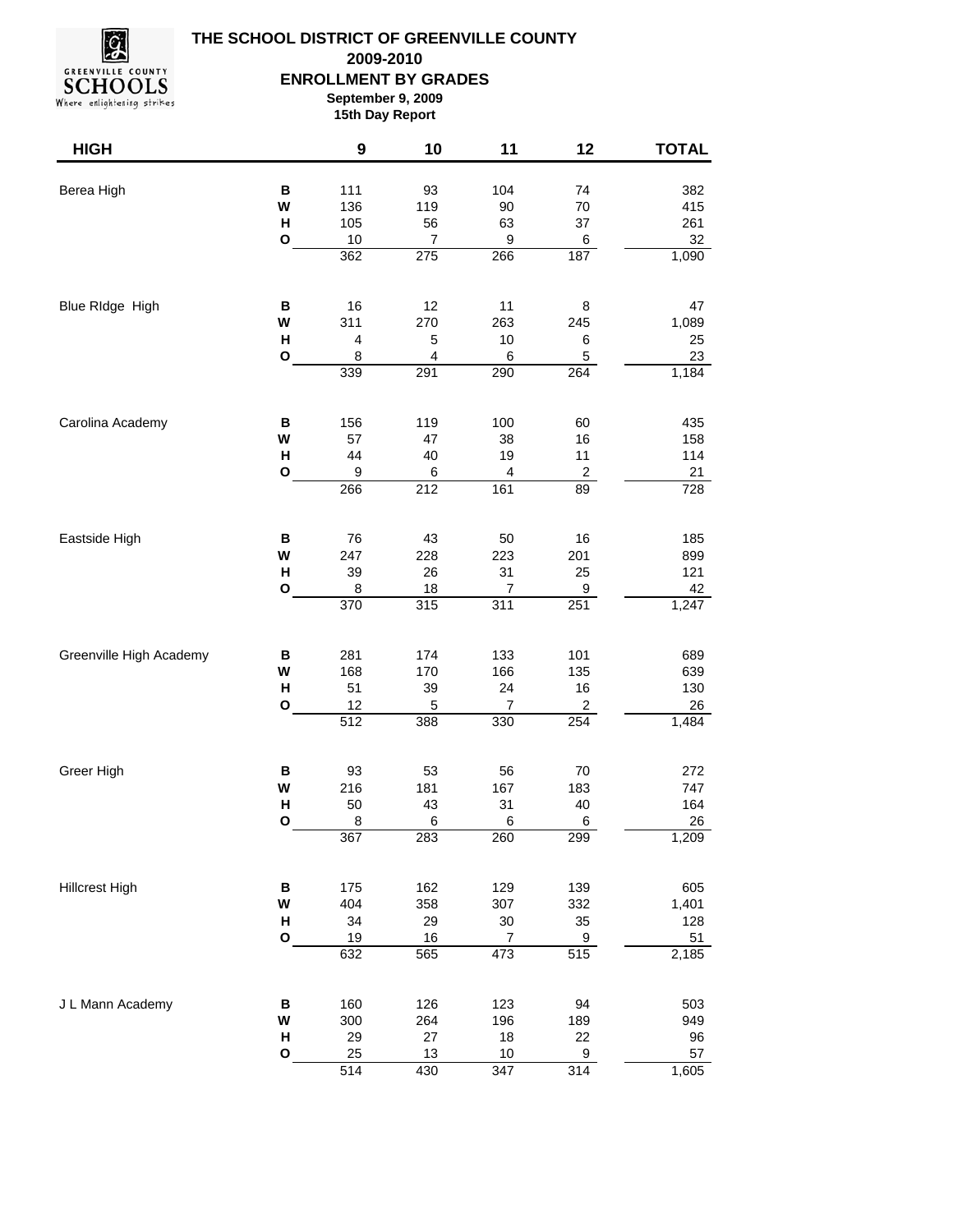# THE SCHOOL DISTRICT OF GREENVILLE COUNTY

## 2009-2010

## ENROLLMENT BY GRADES

**September 9, 2009**

**15th Day Report**

| HIGH | | 9 | 10 | 11 | 12 | TOTAL |
|---|---|---|---|---|---|---|
| Berea High | B | 111 | 93 | 104 | 74 | 382 |
| | W | 136 | 119 | 90 | 70 | 415 |
| | H | 105 | 56 | 63 | 37 | 261 |
| | O | 10 | 7 | 9 | 6 | 32 |
| | | 362 | 275 | 266 | 187 | 1,090 |
| Blue RIdge High | B | 16 | 12 | 11 | 8 | 47 |
| | W | 311 | 270 | 263 | 245 | 1,089 |
| | H | 4 | 5 | 10 | 6 | 25 |
| | O | 8 | 4 | 6 | 5 | 23 |
| | | 339 | 291 | 290 | 264 | 1,184 |
| Carolina Academy | B | 156 | 119 | 100 | 60 | 435 |
| | W | 57 | 47 | 38 | 16 | 158 |
| | H | 44 | 40 | 19 | 11 | 114 |
| | O | 9 | 6 | 4 | 2 | 21 |
| | | 266 | 212 | 161 | 89 | 728 |
| Eastside High | B | 76 | 43 | 50 | 16 | 185 |
| | W | 247 | 228 | 223 | 201 | 899 |
| | H | 39 | 26 | 31 | 25 | 121 |
| | O | 8 | 18 | 7 | 9 | 42 |
| | | 370 | 315 | 311 | 251 | 1,247 |
| Greenville High Academy | B | 281 | 174 | 133 | 101 | 689 |
| | W | 168 | 170 | 166 | 135 | 639 |
| | H | 51 | 39 | 24 | 16 | 130 |
| | O | 12 | 5 | 7 | 2 | 26 |
| | | 512 | 388 | 330 | 254 | 1,484 |
| Greer High | B | 93 | 53 | 56 | 70 | 272 |
| | W | 216 | 181 | 167 | 183 | 747 |
| | H | 50 | 43 | 31 | 40 | 164 |
| | O | 8 | 6 | 6 | 6 | 26 |
| | | 367 | 283 | 260 | 299 | 1,209 |
| Hillcrest High | B | 175 | 162 | 129 | 139 | 605 |
| | W | 404 | 358 | 307 | 332 | 1,401 |
| | H | 34 | 29 | 30 | 35 | 128 |
| | O | 19 | 16 | 7 | 9 | 51 |
| | | 632 | 565 | 473 | 515 | 2,185 |
| J L Mann Academy | B | 160 | 126 | 123 | 94 | 503 |
| | W | 300 | 264 | 196 | 189 | 949 |
| | H | 29 | 27 | 18 | 22 | 96 |
| | O | 25 | 13 | 10 | 9 | 57 |
| | | 514 | 430 | 347 | 314 | 1,605 |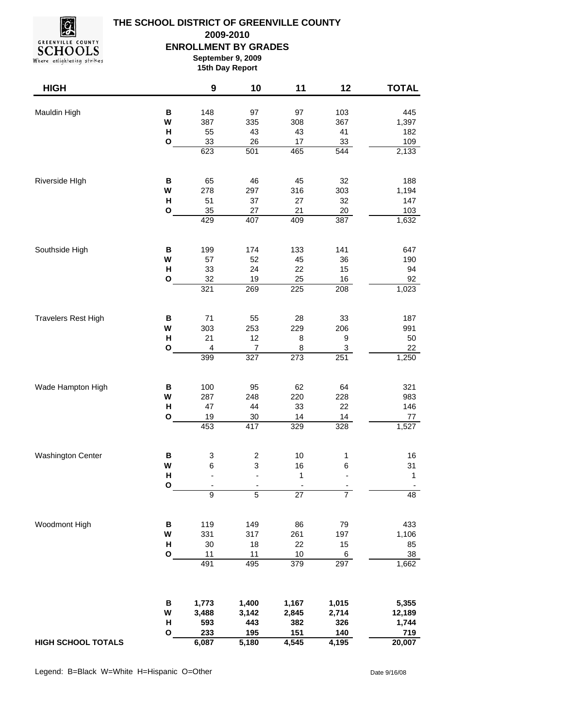**THE SCHOOL DISTRICT OF GREENVILLE COUNTY**
**2009-2010**
**ENROLLMENT BY GRADES**
**September 9, 2009**
**15th Day Report**

| HIGH | | 9 | 10 | 11 | 12 | TOTAL |
|---|---|---|---|---|---|---|
| Mauldin High | B | 148 | 97 | 97 | 103 | 445 |
| | W | 387 | 335 | 308 | 367 | 1,397 |
| | H | 55 | 43 | 43 | 41 | 182 |
| | O | 33 | 26 | 17 | 33 | 109 |
| | | 623 | 501 | 465 | 544 | 2,133 |
| Riverside HIgh | B | 65 | 46 | 45 | 32 | 188 |
| | W | 278 | 297 | 316 | 303 | 1,194 |
| | H | 51 | 37 | 27 | 32 | 147 |
| | O | 35 | 27 | 21 | 20 | 103 |
| | | 429 | 407 | 409 | 387 | 1,632 |
| Southside High | B | 199 | 174 | 133 | 141 | 647 |
| | W | 57 | 52 | 45 | 36 | 190 |
| | H | 33 | 24 | 22 | 15 | 94 |
| | O | 32 | 19 | 25 | 16 | 92 |
| | | 321 | 269 | 225 | 208 | 1,023 |
| Travelers Rest High | B | 71 | 55 | 28 | 33 | 187 |
| | W | 303 | 253 | 229 | 206 | 991 |
| | H | 21 | 12 | 8 | 9 | 50 |
| | O | 4 | 7 | 8 | 3 | 22 |
| | | 399 | 327 | 273 | 251 | 1,250 |
| Wade Hampton High | B | 100 | 95 | 62 | 64 | 321 |
| | W | 287 | 248 | 220 | 228 | 983 |
| | H | 47 | 44 | 33 | 22 | 146 |
| | O | 19 | 30 | 14 | 14 | 77 |
| | | 453 | 417 | 329 | 328 | 1,527 |
| Washington Center | B | 3 | 2 | 10 | 1 | 16 |
| | W | 6 | 3 | 16 | 6 | 31 |
| | H | - | - | 1 | - | 1 |
| | O | - | - | - | - | - |
| | | 9 | 5 | 27 | 7 | 48 |
| Woodmont High | B | 119 | 149 | 86 | 79 | 433 |
| | W | 331 | 317 | 261 | 197 | 1,106 |
| | H | 30 | 18 | 22 | 15 | 85 |
| | O | 11 | 11 | 10 | 6 | 38 |
| | | 491 | 495 | 379 | 297 | 1,662 |
| | **B** | **1,773** | **1,400** | **1,167** | **1,015** | **5,355** |
| | **W** | **3,488** | **3,142** | **2,845** | **2,714** | **12,189** |
| | **H** | **593** | **443** | **382** | **326** | **1,744** |
| | **O** | **233** | **195** | **151** | **140** | **719** |
| **HIGH SCHOOL TOTALS** | | **6,087** | **5,180** | **4,545** | **4,195** | **20,007** |

Legend: B=Black W=White H=Hispanic O=Other

Date 9/16/08